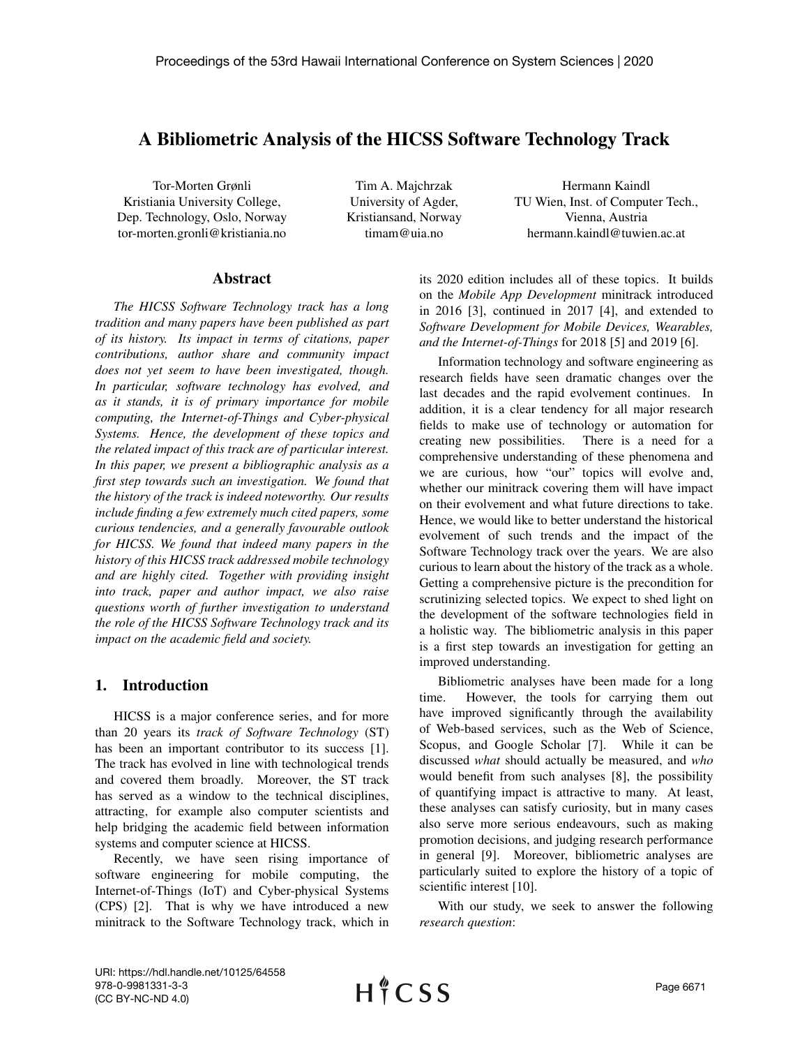# A Bibliometric Analysis of the HICSS Software Technology Track

Tor-Morten Grønli
Kristiania University College,
Dep. Technology, Oslo, Norway
tor-morten.gronli@kristiania.no

Tim A. Majchrzak
University of Agder,
Kristiansand, Norway
timam@uia.no

Hermann Kaindl
TU Wien, Inst. of Computer Tech.,
Vienna, Austria
hermann.kaindl@tuwien.ac.at

## Abstract

*The HICSS Software Technology track has a long tradition and many papers have been published as part of its history. Its impact in terms of citations, paper contributions, author share and community impact does not yet seem to have been investigated, though. In particular, software technology has evolved, and as it stands, it is of primary importance for mobile computing, the Internet-of-Things and Cyber-physical Systems. Hence, the development of these topics and the related impact of this track are of particular interest. In this paper, we present a bibliographic analysis as a first step towards such an investigation. We found that the history of the track is indeed noteworthy. Our results include finding a few extremely much cited papers, some curious tendencies, and a generally favourable outlook for HICSS. We found that indeed many papers in the history of this HICSS track addressed mobile technology and are highly cited. Together with providing insight into track, paper and author impact, we also raise questions worth of further investigation to understand the role of the HICSS Software Technology track and its impact on the academic field and society.*

## 1. Introduction

HICSS is a major conference series, and for more than 20 years its *track of Software Technology* (ST) has been an important contributor to its success [1]. The track has evolved in line with technological trends and covered them broadly. Moreover, the ST track has served as a window to the technical disciplines, attracting, for example also computer scientists and help bridging the academic field between information systems and computer science at HICSS.

Recently, we have seen rising importance of software engineering for mobile computing, the Internet-of-Things (IoT) and Cyber-physical Systems (CPS) [2]. That is why we have introduced a new minitrack to the Software Technology track, which in its 2020 edition includes all of these topics. It builds on the *Mobile App Development* minitrack introduced in 2016 [3], continued in 2017 [4], and extended to *Software Development for Mobile Devices, Wearables, and the Internet-of-Things* for 2018 [5] and 2019 [6].

Information technology and software engineering as research fields have seen dramatic changes over the last decades and the rapid evolvement continues. In addition, it is a clear tendency for all major research fields to make use of technology or automation for creating new possibilities. There is a need for a comprehensive understanding of these phenomena and we are curious, how "our" topics will evolve and, whether our minitrack covering them will have impact on their evolvement and what future directions to take. Hence, we would like to better understand the historical evolvement of such trends and the impact of the Software Technology track over the years. We are also curious to learn about the history of the track as a whole. Getting a comprehensive picture is the precondition for scrutinizing selected topics. We expect to shed light on the development of the software technologies field in a holistic way. The bibliometric analysis in this paper is a first step towards an investigation for getting an improved understanding.

Bibliometric analyses have been made for a long time. However, the tools for carrying them out have improved significantly through the availability of Web-based services, such as the Web of Science, Scopus, and Google Scholar [7]. While it can be discussed *what* should actually be measured, and *who* would benefit from such analyses [8], the possibility of quantifying impact is attractive to many. At least, these analyses can satisfy curiosity, but in many cases also serve more serious endeavours, such as making promotion decisions, and judging research performance in general [9]. Moreover, bibliometric analyses are particularly suited to explore the history of a topic of scientific interest [10].

With our study, we seek to answer the following *research question*:

URI: https://hdl.handle.net/10125/64558
978-0-9981331-3-3
(CC BY-NC-ND 4.0)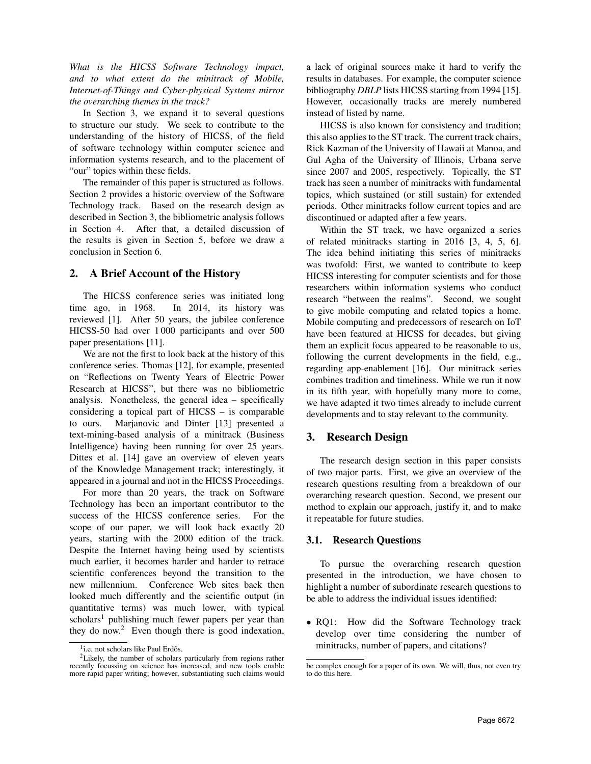*What is the HICSS Software Technology impact, and to what extent do the minitrack of Mobile, Internet-of-Things and Cyber-physical Systems mirror the overarching themes in the track?*

In Section 3, we expand it to several questions to structure our study. We seek to contribute to the understanding of the history of HICSS, of the field of software technology within computer science and information systems research, and to the placement of "our" topics within these fields.

The remainder of this paper is structured as follows. Section 2 provides a historic overview of the Software Technology track. Based on the research design as described in Section 3, the bibliometric analysis follows in Section 4. After that, a detailed discussion of the results is given in Section 5, before we draw a conclusion in Section 6.

## 2. A Brief Account of the History

The HICSS conference series was initiated long time ago, in 1968. In 2014, its history was reviewed [1]. After 50 years, the jubilee conference HICSS-50 had over 1 000 participants and over 500 paper presentations [11].

We are not the first to look back at the history of this conference series. Thomas [12], for example, presented on "Reflections on Twenty Years of Electric Power Research at HICSS", but there was no bibliometric analysis. Nonetheless, the general idea – specifically considering a topical part of HICSS – is comparable to ours. Marjanovic and Dinter [13] presented a text-mining-based analysis of a minitrack (Business Intelligence) having been running for over 25 years. Dittes et al. [14] gave an overview of eleven years of the Knowledge Management track; interestingly, it appeared in a journal and not in the HICSS Proceedings.

For more than 20 years, the track on Software Technology has been an important contributor to the success of the HICSS conference series. For the scope of our paper, we will look back exactly 20 years, starting with the 2000 edition of the track. Despite the Internet having being used by scientists much earlier, it becomes harder and harder to retrace scientific conferences beyond the transition to the new millennium. Conference Web sites back then looked much differently and the scientific output (in quantitative terms) was much lower, with typical scholars[1] publishing much fewer papers per year than they do now.[2] Even though there is good indexation, a lack of original sources make it hard to verify the results in databases. For example, the computer science bibliography *DBLP* lists HICSS starting from 1994 [15]. However, occasionally tracks are merely numbered instead of listed by name.

HICSS is also known for consistency and tradition; this also applies to the ST track. The current track chairs, Rick Kazman of the University of Hawaii at Manoa, and Gul Agha of the University of Illinois, Urbana serve since 2007 and 2005, respectively. Topically, the ST track has seen a number of minitracks with fundamental topics, which sustained (or still sustain) for extended periods. Other minitracks follow current topics and are discontinued or adapted after a few years.

Within the ST track, we have organized a series of related minitracks starting in 2016 [3, 4, 5, 6]. The idea behind initiating this series of minitracks was twofold: First, we wanted to contribute to keep HICSS interesting for computer scientists and for those researchers within information systems who conduct research "between the realms". Second, we sought to give mobile computing and related topics a home. Mobile computing and predecessors of research on IoT have been featured at HICSS for decades, but giving them an explicit focus appeared to be reasonable to us, following the current developments in the field, e.g., regarding app-enablement [16]. Our minitrack series combines tradition and timeliness. While we run it now in its fifth year, with hopefully many more to come, we have adapted it two times already to include current developments and to stay relevant to the community.

## 3. Research Design

The research design section in this paper consists of two major parts. First, we give an overview of the research questions resulting from a breakdown of our overarching research question. Second, we present our method to explain our approach, justify it, and to make it repeatable for future studies.

### 3.1. Research Questions

To pursue the overarching research question presented in the introduction, we have chosen to highlight a number of subordinate research questions to be able to address the individual issues identified:

- RQ1: How did the Software Technology track develop over time considering the number of minitracks, number of papers, and citations?

[1] i.e. not scholars like Paul Erdős.

[2] Likely, the number of scholars particularly from regions rather recently focussing on science has increased, and new tools enable more rapid paper writing; however, substantiating such claims would be complex enough for a paper of its own. We will, thus, not even try to do this here.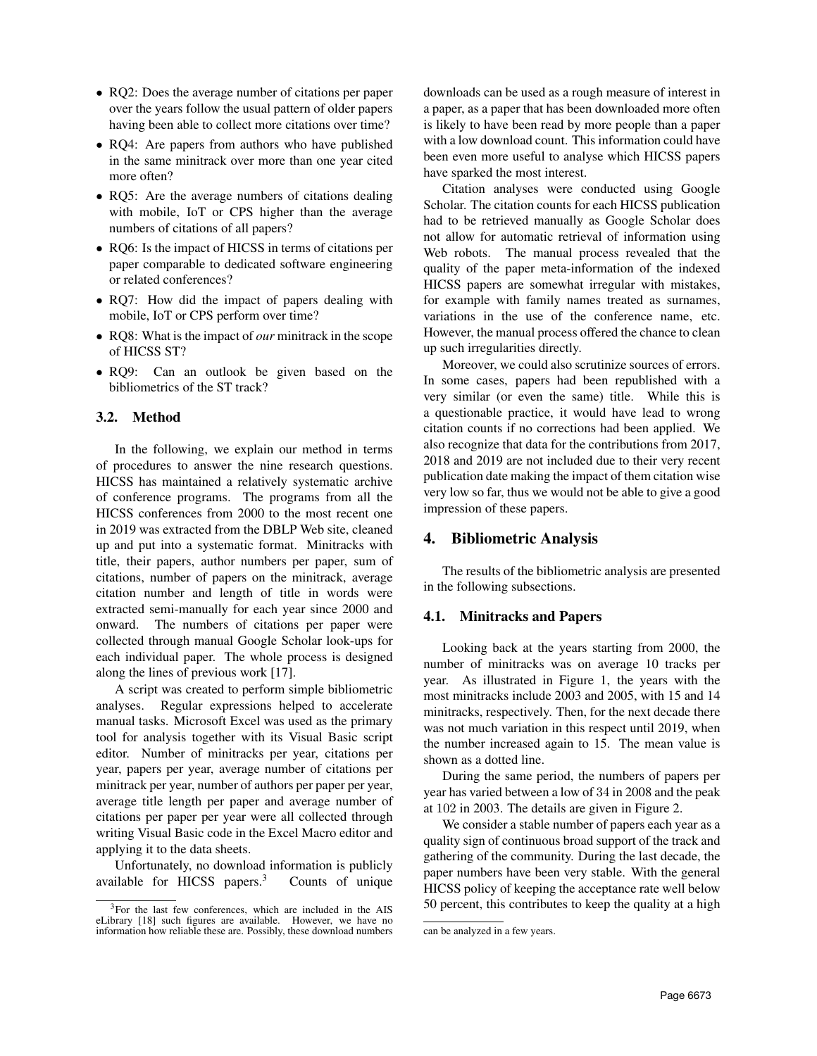- RQ2: Does the average number of citations per paper over the years follow the usual pattern of older papers having been able to collect more citations over time?
- RQ4: Are papers from authors who have published in the same minitrack over more than one year cited more often?
- RQ5: Are the average numbers of citations dealing with mobile, IoT or CPS higher than the average numbers of citations of all papers?
- RQ6: Is the impact of HICSS in terms of citations per paper comparable to dedicated software engineering or related conferences?
- RQ7: How did the impact of papers dealing with mobile, IoT or CPS perform over time?
- RQ8: What is the impact of *our* minitrack in the scope of HICSS ST?
- RQ9: Can an outlook be given based on the bibliometrics of the ST track?

### 3.2. Method

In the following, we explain our method in terms of procedures to answer the nine research questions. HICSS has maintained a relatively systematic archive of conference programs. The programs from all the HICSS conferences from 2000 to the most recent one in 2019 was extracted from the DBLP Web site, cleaned up and put into a systematic format. Minitracks with title, their papers, author numbers per paper, sum of citations, number of papers on the minitrack, average citation number and length of title in words were extracted semi-manually for each year since 2000 and onward. The numbers of citations per paper were collected through manual Google Scholar look-ups for each individual paper. The whole process is designed along the lines of previous work [17].

A script was created to perform simple bibliometric analyses. Regular expressions helped to accelerate manual tasks. Microsoft Excel was used as the primary tool for analysis together with its Visual Basic script editor. Number of minitracks per year, citations per year, papers per year, average number of citations per minitrack per year, number of authors per paper per year, average title length per paper and average number of citations per paper per year were all collected through writing Visual Basic code in the Excel Macro editor and applying it to the data sheets.

Unfortunately, no download information is publicly available for HICSS papers.[3] Counts of unique downloads can be used as a rough measure of interest in a paper, as a paper that has been downloaded more often is likely to have been read by more people than a paper with a low download count. This information could have been even more useful to analyse which HICSS papers have sparked the most interest.

Citation analyses were conducted using Google Scholar. The citation counts for each HICSS publication had to be retrieved manually as Google Scholar does not allow for automatic retrieval of information using Web robots. The manual process revealed that the quality of the paper meta-information of the indexed HICSS papers are somewhat irregular with mistakes, for example with family names treated as surnames, variations in the use of the conference name, etc. However, the manual process offered the chance to clean up such irregularities directly.

Moreover, we could also scrutinize sources of errors. In some cases, papers had been republished with a very similar (or even the same) title. While this is a questionable practice, it would have lead to wrong citation counts if no corrections had been applied. We also recognize that data for the contributions from 2017, 2018 and 2019 are not included due to their very recent publication date making the impact of them citation wise very low so far, thus we would not be able to give a good impression of these papers.

## 4. Bibliometric Analysis

The results of the bibliometric analysis are presented in the following subsections.

### 4.1. Minitracks and Papers

Looking back at the years starting from 2000, the number of minitracks was on average 10 tracks per year. As illustrated in Figure 1, the years with the most minitracks include 2003 and 2005, with 15 and 14 minitracks, respectively. Then, for the next decade there was not much variation in this respect until 2019, when the number increased again to 15. The mean value is shown as a dotted line.

During the same period, the numbers of papers per year has varied between a low of 34 in 2008 and the peak at 102 in 2003. The details are given in Figure 2.

We consider a stable number of papers each year as a quality sign of continuous broad support of the track and gathering of the community. During the last decade, the paper numbers have been very stable. With the general HICSS policy of keeping the acceptance rate well below 50 percent, this contributes to keep the quality at a high

[3] For the last few conferences, which are included in the AIS eLibrary [18] such figures are available. However, we have no information how reliable these are. Possibly, these download numbers can be analyzed in a few years.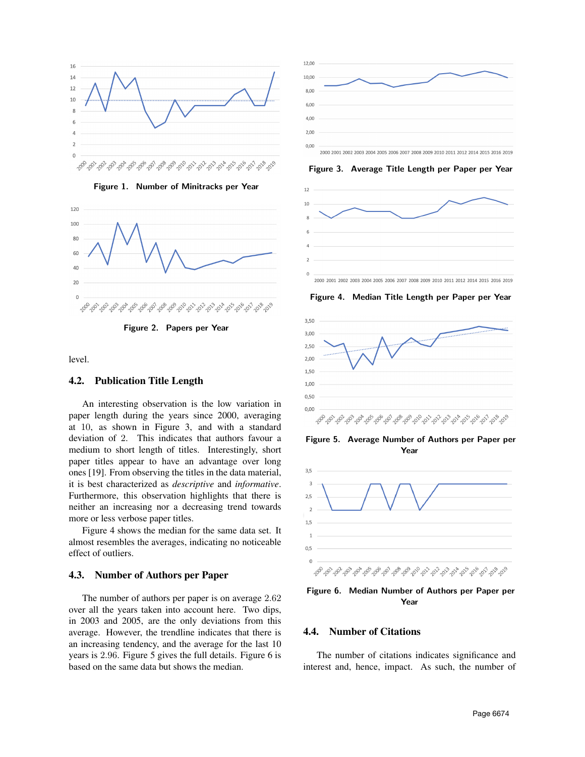Figure 1. Number of Minitracks per Year

Figure 2. Papers per Year

level.

### 4.2. Publication Title Length

An interesting observation is the low variation in paper length during the years since 2000, averaging at 10, as shown in Figure 3, and with a standard deviation of 2. This indicates that authors favour a medium to short length of titles. Interestingly, short paper titles appear to have an advantage over long ones [19]. From observing the titles in the data material, it is best characterized as *descriptive* and *informative*. Furthermore, this observation highlights that there is neither an increasing nor a decreasing trend towards more or less verbose paper titles.

Figure 4 shows the median for the same data set. It almost resembles the averages, indicating no noticeable effect of outliers.

### 4.3. Number of Authors per Paper

The number of authors per paper is on average 2.62 over all the years taken into account here. Two dips, in 2003 and 2005, are the only deviations from this average. However, the trendline indicates that there is an increasing tendency, and the average for the last 10 years is 2.96. Figure 5 gives the full details. Figure 6 is based on the same data but shows the median.

Figure 3. Average Title Length per Paper per Year

Figure 4. Median Title Length per Paper per Year

Figure 5. Average Number of Authors per Paper per Year

Figure 6. Median Number of Authors per Paper per Year

### 4.4. Number of Citations

The number of citations indicates significance and interest and, hence, impact. As such, the number of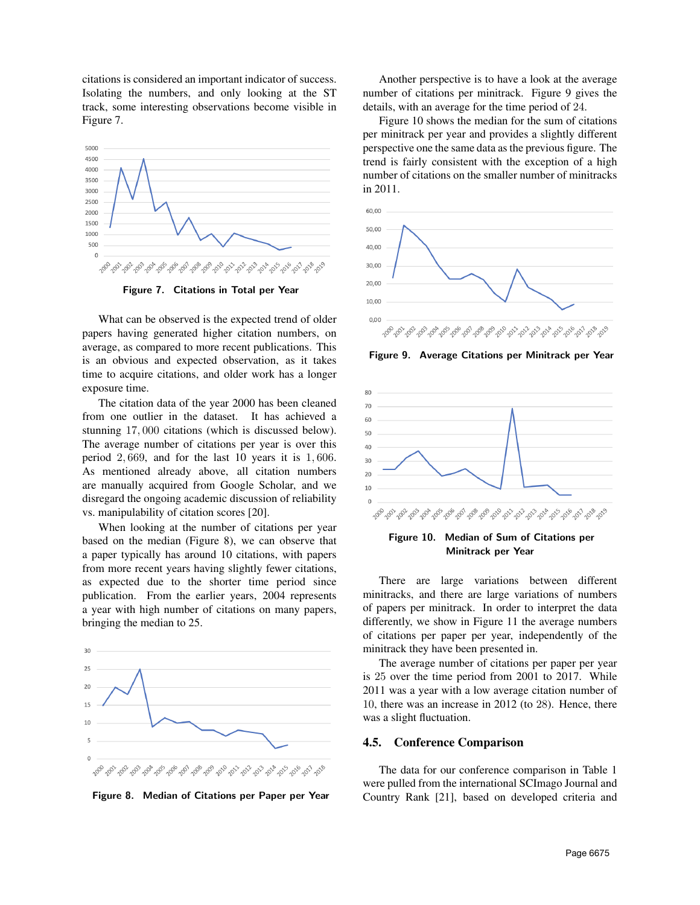citations is considered an important indicator of success. Isolating the numbers, and only looking at the ST track, some interesting observations become visible in Figure 7.

**Figure 7. Citations in Total per Year**

What can be observed is the expected trend of older papers having generated higher citation numbers, on average, as compared to more recent publications. This is an obvious and expected observation, as it takes time to acquire citations, and older work has a longer exposure time.

The citation data of the year 2000 has been cleaned from one outlier in the dataset. It has achieved a stunning 17,000 citations (which is discussed below). The average number of citations per year is over this period 2,669, and for the last 10 years it is 1,606. As mentioned already above, all citation numbers are manually acquired from Google Scholar, and we disregard the ongoing academic discussion of reliability vs. manipulability of citation scores [20].

When looking at the number of citations per year based on the median (Figure 8), we can observe that a paper typically has around 10 citations, with papers from more recent years having slightly fewer citations, as expected due to the shorter time period since publication. From the earlier years, 2004 represents a year with high number of citations on many papers, bringing the median to 25.

**Figure 8. Median of Citations per Paper per Year**

Another perspective is to have a look at the average number of citations per minitrack. Figure 9 gives the details, with an average for the time period of 24.

Figure 10 shows the median for the sum of citations per minitrack per year and provides a slightly different perspective one the same data as the previous figure. The trend is fairly consistent with the exception of a high number of citations on the smaller number of minitracks in 2011.

**Figure 9. Average Citations per Minitrack per Year**

**Figure 10. Median of Sum of Citations per Minitrack per Year**

There are large variations between different minitracks, and there are large variations of numbers of papers per minitrack. In order to interpret the data differently, we show in Figure 11 the average numbers of citations per paper per year, independently of the minitrack they have been presented in.

The average number of citations per paper per year is 25 over the time period from 2001 to 2017. While 2011 was a year with a low average citation number of 10, there was an increase in 2012 (to 28). Hence, there was a slight fluctuation.

## 4.5. Conference Comparison

The data for our conference comparison in Table 1 were pulled from the international SCImago Journal and Country Rank [21], based on developed criteria and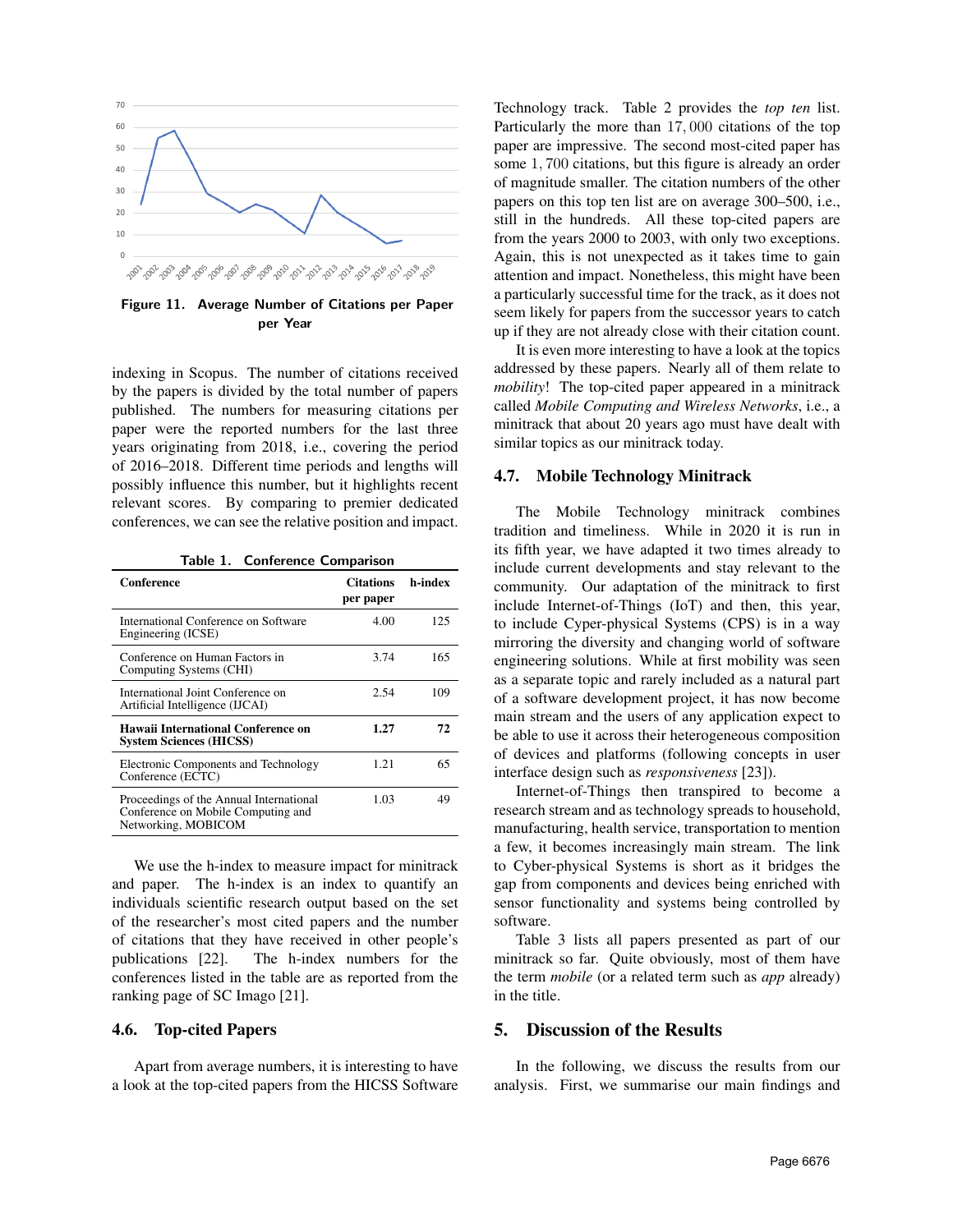Figure 11. Average Number of Citations per Paper per Year

indexing in Scopus. The number of citations received by the papers is divided by the total number of papers published. The numbers for measuring citations per paper were the reported numbers for the last three years originating from 2018, i.e., covering the period of 2016–2018. Different time periods and lengths will possibly influence this number, but it highlights recent relevant scores. By comparing to premier dedicated conferences, we can see the relative position and impact.

Table 1. Conference Comparison

| Conference | Citations per paper | h-index |
|---|---|---|
| International Conference on Software Engineering (ICSE) | 4.00 | 125 |
| Conference on Human Factors in Computing Systems (CHI) | 3.74 | 165 |
| International Joint Conference on Artificial Intelligence (IJCAI) | 2.54 | 109 |
| **Hawaii International Conference on System Sciences (HICSS)** | **1.27** | **72** |
| Electronic Components and Technology Conference (ECTC) | 1.21 | 65 |
| Proceedings of the Annual International Conference on Mobile Computing and Networking, MOBICOM | 1.03 | 49 |

We use the h-index to measure impact for minitrack and paper. The h-index is an index to quantify an individuals scientific research output based on the set of the researcher's most cited papers and the number of citations that they have received in other people's publications [22]. The h-index numbers for the conferences listed in the table are as reported from the ranking page of SC Imago [21].

### 4.6. Top-cited Papers

Apart from average numbers, it is interesting to have a look at the top-cited papers from the HICSS Software Technology track. Table 2 provides the *top ten* list. Particularly the more than 17,000 citations of the top paper are impressive. The second most-cited paper has some 1,700 citations, but this figure is already an order of magnitude smaller. The citation numbers of the other papers on this top ten list are on average 300–500, i.e., still in the hundreds. All these top-cited papers are from the years 2000 to 2003, with only two exceptions. Again, this is not unexpected as it takes time to gain attention and impact. Nonetheless, this might have been a particularly successful time for the track, as it does not seem likely for papers from the successor years to catch up if they are not already close with their citation count.

It is even more interesting to have a look at the topics addressed by these papers. Nearly all of them relate to *mobility*! The top-cited paper appeared in a minitrack called *Mobile Computing and Wireless Networks*, i.e., a minitrack that about 20 years ago must have dealt with similar topics as our minitrack today.

### 4.7. Mobile Technology Minitrack

The Mobile Technology minitrack combines tradition and timeliness. While in 2020 it is run in its fifth year, we have adapted it two times already to include current developments and stay relevant to the community. Our adaptation of the minitrack to first include Internet-of-Things (IoT) and then, this year, to include Cyper-physical Systems (CPS) is in a way mirroring the diversity and changing world of software engineering solutions. While at first mobility was seen as a separate topic and rarely included as a natural part of a software development project, it has now become main stream and the users of any application expect to be able to use it across their heterogeneous composition of devices and platforms (following concepts in user interface design such as *responsiveness* [23]).

Internet-of-Things then transpired to become a research stream and as technology spreads to household, manufacturing, health service, transportation to mention a few, it becomes increasingly main stream. The link to Cyber-physical Systems is short as it bridges the gap from components and devices being enriched with sensor functionality and systems being controlled by software.

Table 3 lists all papers presented as part of our minitrack so far. Quite obviously, most of them have the term *mobile* (or a related term such as *app* already) in the title.

## 5. Discussion of the Results

In the following, we discuss the results from our analysis. First, we summarise our main findings and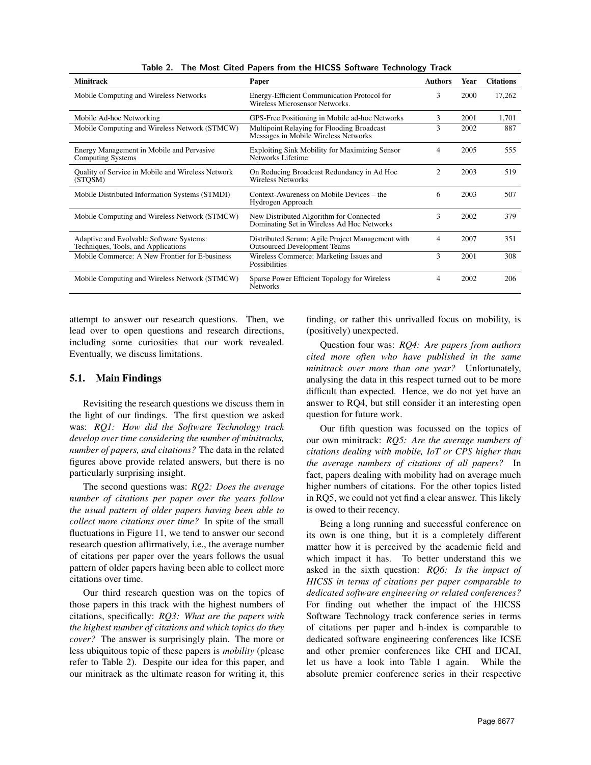Table 2. The Most Cited Papers from the HICSS Software Technology Track

| Minitrack | Paper | Authors | Year | Citations |
|---|---|---|---|---|
| Mobile Computing and Wireless Networks | Energy-Efficient Communication Protocol for Wireless Microsensor Networks. | 3 | 2000 | 17,262 |
| Mobile Ad-hoc Networking | GPS-Free Positioning in Mobile ad-hoc Networks | 3 | 2001 | 1,701 |
| Mobile Computing and Wireless Network (STMCW) | Multipoint Relaying for Flooding Broadcast Messages in Mobile Wireless Networks | 3 | 2002 | 887 |
| Energy Management in Mobile and Pervasive Computing Systems | Exploiting Sink Mobility for Maximizing Sensor Networks Lifetime | 4 | 2005 | 555 |
| Quality of Service in Mobile and Wireless Network (STQSM) | On Reducing Broadcast Redundancy in Ad Hoc Wireless Networks | 2 | 2003 | 519 |
| Mobile Distributed Information Systems (STMDI) | Context-Awareness on Mobile Devices – the Hydrogen Approach | 6 | 2003 | 507 |
| Mobile Computing and Wireless Network (STMCW) | New Distributed Algorithm for Connected Dominating Set in Wireless Ad Hoc Networks | 3 | 2002 | 379 |
| Adaptive and Evolvable Software Systems: Techniques, Tools, and Applications | Distributed Scrum: Agile Project Management with Outsourced Development Teams | 4 | 2007 | 351 |
| Mobile Commerce: A New Frontier for E-business | Wireless Commerce: Marketing Issues and Possibilities | 3 | 2001 | 308 |
| Mobile Computing and Wireless Network (STMCW) | Sparse Power Efficient Topology for Wireless Networks | 4 | 2002 | 206 |

attempt to answer our research questions. Then, we lead over to open questions and research directions, including some curiosities that our work revealed. Eventually, we discuss limitations.

### 5.1. Main Findings

Revisiting the research questions we discuss them in the light of our findings. The first question we asked was: *RQ1: How did the Software Technology track develop over time considering the number of minitracks, number of papers, and citations?* The data in the related figures above provide related answers, but there is no particularly surprising insight.

The second questions was: *RQ2: Does the average number of citations per paper over the years follow the usual pattern of older papers having been able to collect more citations over time?* In spite of the small fluctuations in Figure 11, we tend to answer our second research question affirmatively, i.e., the average number of citations per paper over the years follows the usual pattern of older papers having been able to collect more citations over time.

Our third research question was on the topics of those papers in this track with the highest numbers of citations, specifically: *RQ3: What are the papers with the highest number of citations and which topics do they cover?* The answer is surprisingly plain. The more or less ubiquitous topic of these papers is *mobility* (please refer to Table 2). Despite our idea for this paper, and our minitrack as the ultimate reason for writing it, this finding, or rather this unrivalled focus on mobility, is (positively) unexpected.

Question four was: *RQ4: Are papers from authors cited more often who have published in the same minitrack over more than one year?* Unfortunately, analysing the data in this respect turned out to be more difficult than expected. Hence, we do not yet have an answer to RQ4, but still consider it an interesting open question for future work.

Our fifth question was focussed on the topics of our own minitrack: *RQ5: Are the average numbers of citations dealing with mobile, IoT or CPS higher than the average numbers of citations of all papers?* In fact, papers dealing with mobility had on average much higher numbers of citations. For the other topics listed in RQ5, we could not yet find a clear answer. This likely is owed to their recency.

Being a long running and successful conference on its own is one thing, but it is a completely different matter how it is perceived by the academic field and which impact it has. To better understand this we asked in the sixth question: *RQ6: Is the impact of HICSS in terms of citations per paper comparable to dedicated software engineering or related conferences?* For finding out whether the impact of the HICSS Software Technology track conference series in terms of citations per paper and h-index is comparable to dedicated software engineering conferences like ICSE and other premier conferences like CHI and IJCAI, let us have a look into Table 1 again. While the absolute premier conference series in their respective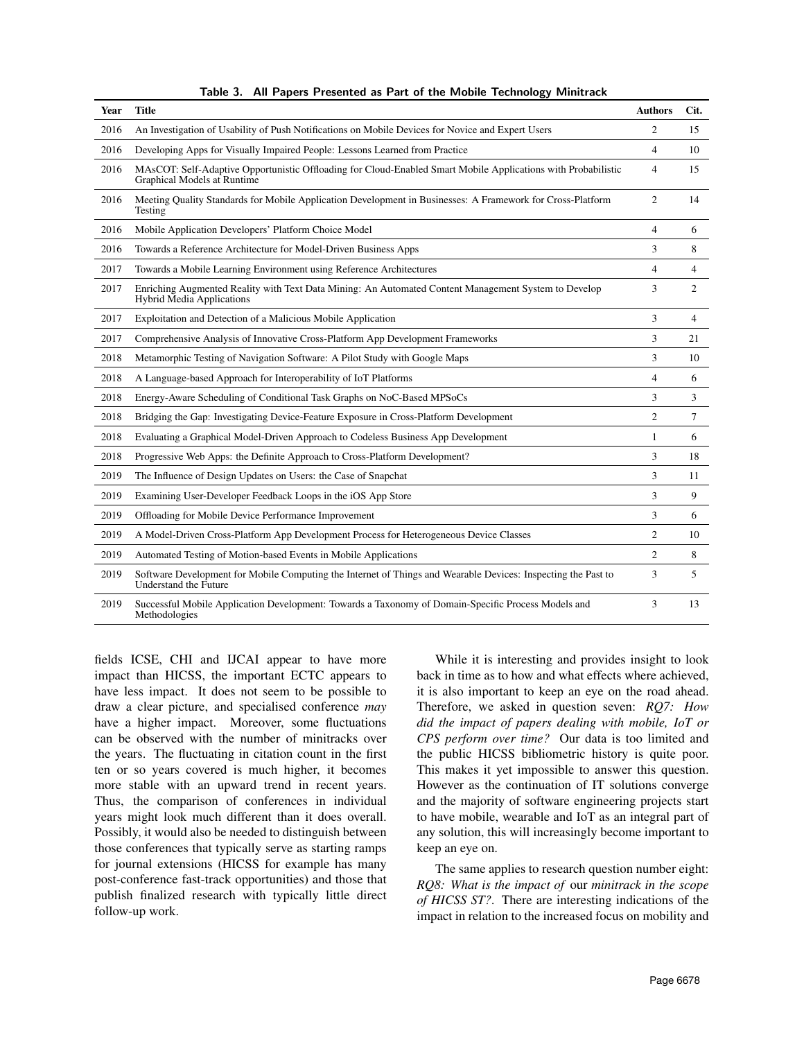Table 3. All Papers Presented as Part of the Mobile Technology Minitrack

| Year | Title | Authors | Cit. |
|---|---|---|---|
| 2016 | An Investigation of Usability of Push Notifications on Mobile Devices for Novice and Expert Users | 2 | 15 |
| 2016 | Developing Apps for Visually Impaired People: Lessons Learned from Practice | 4 | 10 |
| 2016 | MAsCOT: Self-Adaptive Opportunistic Offloading for Cloud-Enabled Smart Mobile Applications with Probabilistic Graphical Models at Runtime | 4 | 15 |
| 2016 | Meeting Quality Standards for Mobile Application Development in Businesses: A Framework for Cross-Platform Testing | 2 | 14 |
| 2016 | Mobile Application Developers' Platform Choice Model | 4 | 6 |
| 2016 | Towards a Reference Architecture for Model-Driven Business Apps | 3 | 8 |
| 2017 | Towards a Mobile Learning Environment using Reference Architectures | 4 | 4 |
| 2017 | Enriching Augmented Reality with Text Data Mining: An Automated Content Management System to Develop Hybrid Media Applications | 3 | 2 |
| 2017 | Exploitation and Detection of a Malicious Mobile Application | 3 | 4 |
| 2017 | Comprehensive Analysis of Innovative Cross-Platform App Development Frameworks | 3 | 21 |
| 2018 | Metamorphic Testing of Navigation Software: A Pilot Study with Google Maps | 3 | 10 |
| 2018 | A Language-based Approach for Interoperability of IoT Platforms | 4 | 6 |
| 2018 | Energy-Aware Scheduling of Conditional Task Graphs on NoC-Based MPSoCs | 3 | 3 |
| 2018 | Bridging the Gap: Investigating Device-Feature Exposure in Cross-Platform Development | 2 | 7 |
| 2018 | Evaluating a Graphical Model-Driven Approach to Codeless Business App Development | 1 | 6 |
| 2018 | Progressive Web Apps: the Definite Approach to Cross-Platform Development? | 3 | 18 |
| 2019 | The Influence of Design Updates on Users: the Case of Snapchat | 3 | 11 |
| 2019 | Examining User-Developer Feedback Loops in the iOS App Store | 3 | 9 |
| 2019 | Offloading for Mobile Device Performance Improvement | 3 | 6 |
| 2019 | A Model-Driven Cross-Platform App Development Process for Heterogeneous Device Classes | 2 | 10 |
| 2019 | Automated Testing of Motion-based Events in Mobile Applications | 2 | 8 |
| 2019 | Software Development for Mobile Computing the Internet of Things and Wearable Devices: Inspecting the Past to Understand the Future | 3 | 5 |
| 2019 | Successful Mobile Application Development: Towards a Taxonomy of Domain-Specific Process Models and Methodologies | 3 | 13 |

fields ICSE, CHI and IJCAI appear to have more impact than HICSS, the important ECTC appears to have less impact. It does not seem to be possible to draw a clear picture, and specialised conference *may* have a higher impact. Moreover, some fluctuations can be observed with the number of minitracks over the years. The fluctuating in citation count in the first ten or so years covered is much higher, it becomes more stable with an upward trend in recent years. Thus, the comparison of conferences in individual years might look much different than it does overall. Possibly, it would also be needed to distinguish between those conferences that typically serve as starting ramps for journal extensions (HICSS for example has many post-conference fast-track opportunities) and those that publish finalized research with typically little direct follow-up work.

While it is interesting and provides insight to look back in time as to how and what effects where achieved, it is also important to keep an eye on the road ahead. Therefore, we asked in question seven: *RQ7: How did the impact of papers dealing with mobile, IoT or CPS perform over time?* Our data is too limited and the public HICSS bibliometric history is quite poor. This makes it yet impossible to answer this question. However as the continuation of IT solutions converge and the majority of software engineering projects start to have mobile, wearable and IoT as an integral part of any solution, this will increasingly become important to keep an eye on.

The same applies to research question number eight: *RQ8: What is the impact of* our *minitrack in the scope of HICSS ST?*. There are interesting indications of the impact in relation to the increased focus on mobility and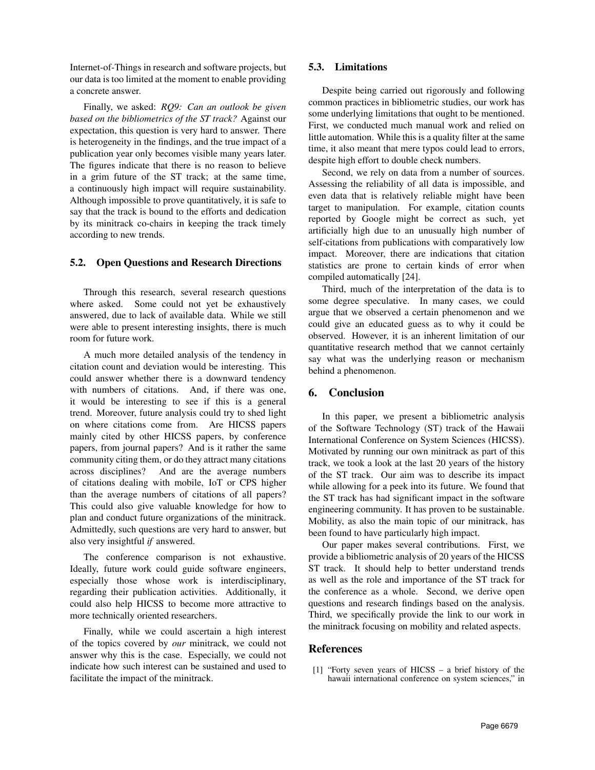Internet-of-Things in research and software projects, but our data is too limited at the moment to enable providing a concrete answer.

Finally, we asked: *RQ9: Can an outlook be given based on the bibliometrics of the ST track?* Against our expectation, this question is very hard to answer. There is heterogeneity in the findings, and the true impact of a publication year only becomes visible many years later. The figures indicate that there is no reason to believe in a grim future of the ST track; at the same time, a continuously high impact will require sustainability. Although impossible to prove quantitatively, it is safe to say that the track is bound to the efforts and dedication by its minitrack co-chairs in keeping the track timely according to new trends.

### 5.2. Open Questions and Research Directions

Through this research, several research questions where asked. Some could not yet be exhaustively answered, due to lack of available data. While we still were able to present interesting insights, there is much room for future work.

A much more detailed analysis of the tendency in citation count and deviation would be interesting. This could answer whether there is a downward tendency with numbers of citations. And, if there was one, it would be interesting to see if this is a general trend. Moreover, future analysis could try to shed light on where citations come from. Are HICSS papers mainly cited by other HICSS papers, by conference papers, from journal papers? And is it rather the same community citing them, or do they attract many citations across disciplines? And are the average numbers of citations dealing with mobile, IoT or CPS higher than the average numbers of citations of all papers? This could also give valuable knowledge for how to plan and conduct future organizations of the minitrack. Admittedly, such questions are very hard to answer, but also very insightful *if* answered.

The conference comparison is not exhaustive. Ideally, future work could guide software engineers, especially those whose work is interdisciplinary, regarding their publication activities. Additionally, it could also help HICSS to become more attractive to more technically oriented researchers.

Finally, while we could ascertain a high interest of the topics covered by *our* minitrack, we could not answer why this is the case. Especially, we could not indicate how such interest can be sustained and used to facilitate the impact of the minitrack.

### 5.3. Limitations

Despite being carried out rigorously and following common practices in bibliometric studies, our work has some underlying limitations that ought to be mentioned. First, we conducted much manual work and relied on little automation. While this is a quality filter at the same time, it also meant that mere typos could lead to errors, despite high effort to double check numbers.

Second, we rely on data from a number of sources. Assessing the reliability of all data is impossible, and even data that is relatively reliable might have been target to manipulation. For example, citation counts reported by Google might be correct as such, yet artificially high due to an unusually high number of self-citations from publications with comparatively low impact. Moreover, there are indications that citation statistics are prone to certain kinds of error when compiled automatically [24].

Third, much of the interpretation of the data is to some degree speculative. In many cases, we could argue that we observed a certain phenomenon and we could give an educated guess as to why it could be observed. However, it is an inherent limitation of our quantitative research method that we cannot certainly say what was the underlying reason or mechanism behind a phenomenon.

## 6. Conclusion

In this paper, we present a bibliometric analysis of the Software Technology (ST) track of the Hawaii International Conference on System Sciences (HICSS). Motivated by running our own minitrack as part of this track, we took a look at the last 20 years of the history of the ST track. Our aim was to describe its impact while allowing for a peek into its future. We found that the ST track has had significant impact in the software engineering community. It has proven to be sustainable. Mobility, as also the main topic of our minitrack, has been found to have particularly high impact.

Our paper makes several contributions. First, we provide a bibliometric analysis of 20 years of the HICSS ST track. It should help to better understand trends as well as the role and importance of the ST track for the conference as a whole. Second, we derive open questions and research findings based on the analysis. Third, we specifically provide the link to our work in the minitrack focusing on mobility and related aspects.

## References

[1] "Forty seven years of HICSS – a brief history of the hawaii international conference on system sciences," in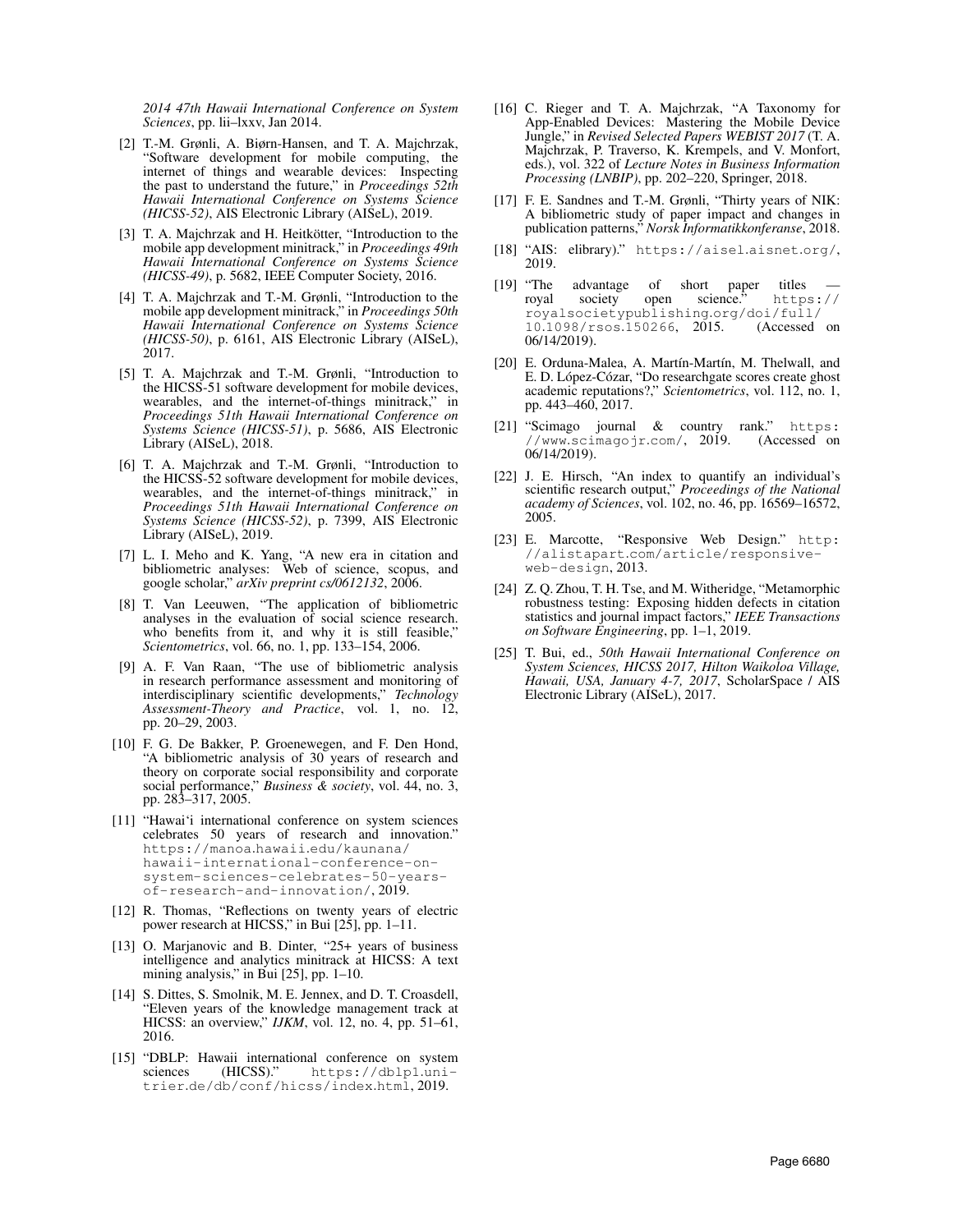2014 47th Hawaii International Conference on System Sciences*, pp. lii–lxxv, Jan 2014.

[2] T.-M. Grønli, A. Biørn-Hansen, and T. A. Majchrzak, "Software development for mobile computing, the internet of things and wearable devices: Inspecting the past to understand the future," in *Proceedings 52th Hawaii International Conference on Systems Science (HICSS-52)*, AIS Electronic Library (AISeL), 2019.

[3] T. A. Majchrzak and H. Heitkötter, "Introduction to the mobile app development minitrack," in *Proceedings 49th Hawaii International Conference on Systems Science (HICSS-49)*, p. 5682, IEEE Computer Society, 2016.

[4] T. A. Majchrzak and T.-M. Grønli, "Introduction to the mobile app development minitrack," in *Proceedings 50th Hawaii International Conference on Systems Science (HICSS-50)*, p. 6161, AIS Electronic Library (AISeL), 2017.

[5] T. A. Majchrzak and T.-M. Grønli, "Introduction to the HICSS-51 software development for mobile devices, wearables, and the internet-of-things minitrack," in *Proceedings 51th Hawaii International Conference on Systems Science (HICSS-51)*, p. 5686, AIS Electronic Library (AISeL), 2018.

[6] T. A. Majchrzak and T.-M. Grønli, "Introduction to the HICSS-52 software development for mobile devices, wearables, and the internet-of-things minitrack," in *Proceedings 51th Hawaii International Conference on Systems Science (HICSS-52)*, p. 7399, AIS Electronic Library (AISeL), 2019.

[7] L. I. Meho and K. Yang, "A new era in citation and bibliometric analyses: Web of science, scopus, and google scholar," *arXiv preprint cs/0612132*, 2006.

[8] T. Van Leeuwen, "The application of bibliometric analyses in the evaluation of social science research. who benefits from it, and why it is still feasible," *Scientometrics*, vol. 66, no. 1, pp. 133–154, 2006.

[9] A. F. Van Raan, "The use of bibliometric analysis in research performance assessment and monitoring of interdisciplinary scientific developments," *Technology Assessment-Theory and Practice*, vol. 1, no. 12, pp. 20–29, 2003.

[10] F. G. De Bakker, P. Groenewegen, and F. Den Hond, "A bibliometric analysis of 30 years of research and theory on corporate social responsibility and corporate social performance," *Business & society*, vol. 44, no. 3, pp. 283–317, 2005.

[11] "Hawai'i international conference on system sciences celebrates 50 years of research and innovation." https://manoa.hawaii.edu/kaunana/hawaii-international-conference-on-system-sciences-celebrates-50-years-of-research-and-innovation/, 2019.

[12] R. Thomas, "Reflections on twenty years of electric power research at HICSS," in Bui [25], pp. 1–11.

[13] O. Marjanovic and B. Dinter, "25+ years of business intelligence and analytics minitrack at HICSS: A text mining analysis," in Bui [25], pp. 1–10.

[14] S. Dittes, S. Smolnik, M. E. Jennex, and D. T. Croasdell, "Eleven years of the knowledge management track at HICSS: an overview," *IJKM*, vol. 12, no. 4, pp. 51–61, 2016.

[15] "DBLP: Hawaii international conference on system sciences (HICSS)." https://dblp1.uni-trier.de/db/conf/hicss/index.html, 2019.

[16] C. Rieger and T. A. Majchrzak, "A Taxonomy for App-Enabled Devices: Mastering the Mobile Device Jungle," in *Revised Selected Papers WEBIST 2017* (T. A. Majchrzak, P. Traverso, K. Krempels, and V. Monfort, eds.), vol. 322 of *Lecture Notes in Business Information Processing (LNBIP)*, pp. 202–220, Springer, 2018.

[17] F. E. Sandnes and T.-M. Grønli, "Thirty years of NIK: A bibliometric study of paper impact and changes in publication patterns," *Norsk Informatikkonferanse*, 2018.

[18] "AIS: elibrary)." https://aisel.aisnet.org/, 2019.

[19] "The advantage of short paper titles — royal society open science." https://royalsocietypublishing.org/doi/full/10.1098/rsos.150266, 2015. (Accessed on 06/14/2019).

[20] E. Orduna-Malea, A. Martín-Martín, M. Thelwall, and E. D. López-Cózar, "Do researchgate scores create ghost academic reputations?," *Scientometrics*, vol. 112, no. 1, pp. 443–460, 2017.

[21] "Scimago journal & country rank." https://www.scimagojr.com/, 2019. (Accessed on 06/14/2019).

[22] J. E. Hirsch, "An index to quantify an individual's scientific research output," *Proceedings of the National academy of Sciences*, vol. 102, no. 46, pp. 16569–16572, 2005.

[23] E. Marcotte, "Responsive Web Design." http://alistapart.com/article/responsive-web-design, 2013.

[24] Z. Q. Zhou, T. H. Tse, and M. Witheridge, "Metamorphic robustness testing: Exposing hidden defects in citation statistics and journal impact factors," *IEEE Transactions on Software Engineering*, pp. 1–1, 2019.

[25] T. Bui, ed., *50th Hawaii International Conference on System Sciences, HICSS 2017, Hilton Waikoloa Village, Hawaii, USA, January 4-7, 2017*, ScholarSpace / AIS Electronic Library (AISeL), 2017.